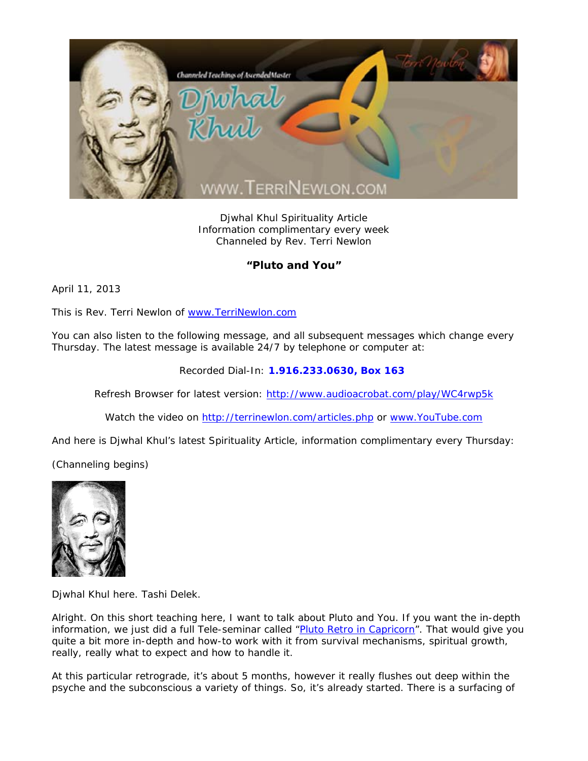Djwhal Khul Spirituality Article
Information complimentary every week
Channeled by Rev. Terri Newlon

**"Pluto and You"**

April 11, 2013

This is Rev. Terri Newlon of www.TerriNewlon.com

You can also listen to the following message, and all subsequent messages which change every Thursday. The latest message is available 24/7 by telephone or computer at:

Recorded Dial-In: **1.916.233.0630, Box 163**

Refresh Browser for latest version: http://www.audioacrobat.com/play/WC4rwp5k

Watch the video on http://terrinewlon.com/articles.php or www.YouTube.com

And here is Djwhal Khul's latest Spirituality Article, information complimentary every Thursday:

(Channeling begins)

Djwhal Khul here. Tashi Delek.

Alright. On this short teaching here, I want to talk about Pluto and You. If you want the in-depth information, we just did a full Tele-seminar called "Pluto Retro in Capricorn". That would give you quite a bit more in-depth and how-to work with it from survival mechanisms, spiritual growth, really, really what to expect and how to handle it.

At this particular retrograde, it's about 5 months, however it really flushes out deep within the psyche and the subconscious a variety of things. So, it's already started. There is a surfacing of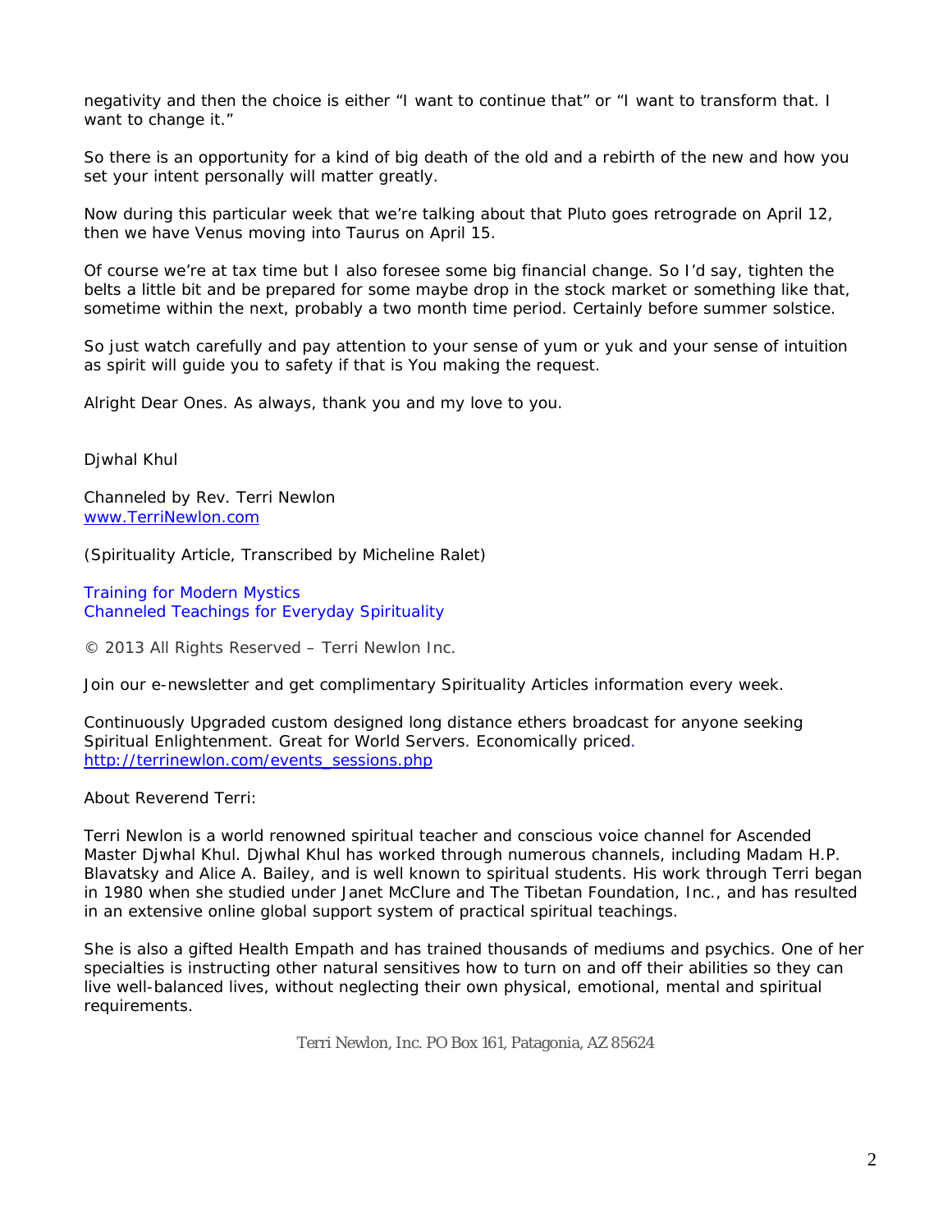negativity and then the choice is either "I want to continue that" or "I want to transform that. I want to change it."

So there is an opportunity for a kind of big death of the old and a rebirth of the new and how you set your intent personally will matter greatly.

Now during this particular week that we're talking about that Pluto goes retrograde on April 12, then we have Venus moving into Taurus on April 15.

Of course we're at tax time but I also foresee some big financial change. So I'd say, tighten the belts a little bit and be prepared for some maybe drop in the stock market or something like that, sometime within the next, probably a two month time period. Certainly before summer solstice.

So just watch carefully and pay attention to your sense of yum or yuk and your sense of intuition as spirit will guide you to safety if that is You making the request.

Alright Dear Ones. As always, thank you and my love to you.

Djwhal Khul

Channeled by Rev. Terri Newlon
[www.TerriNewlon.com](http://www.TerriNewlon.com)

(Spirituality Article, Transcribed by Micheline Ralet)

Training for Modern Mystics
Channeled Teachings for Everyday Spirituality

© 2013 All Rights Reserved – Terri Newlon Inc.

Join our e-newsletter and get complimentary Spirituality Articles information every week.

Continuously Upgraded custom designed long distance ethers broadcast for anyone seeking Spiritual Enlightenment. Great for World Servers. Economically priced.
[http://terrinewlon.com/events_sessions.php](http://terrinewlon.com/events_sessions.php)

About Reverend Terri:

Terri Newlon is a world renowned spiritual teacher and conscious voice channel for Ascended Master Djwhal Khul. Djwhal Khul has worked through numerous channels, including Madam H.P. Blavatsky and Alice A. Bailey, and is well known to spiritual students. His work through Terri began in 1980 when she studied under Janet McClure and The Tibetan Foundation, Inc., and has resulted in an extensive online global support system of practical spiritual teachings.

She is also a gifted Health Empath and has trained thousands of mediums and psychics. One of her specialties is instructing other natural sensitives how to turn on and off their abilities so they can live well-balanced lives, without neglecting their own physical, emotional, mental and spiritual requirements.

Terri Newlon, Inc. PO Box 161, Patagonia, AZ 85624